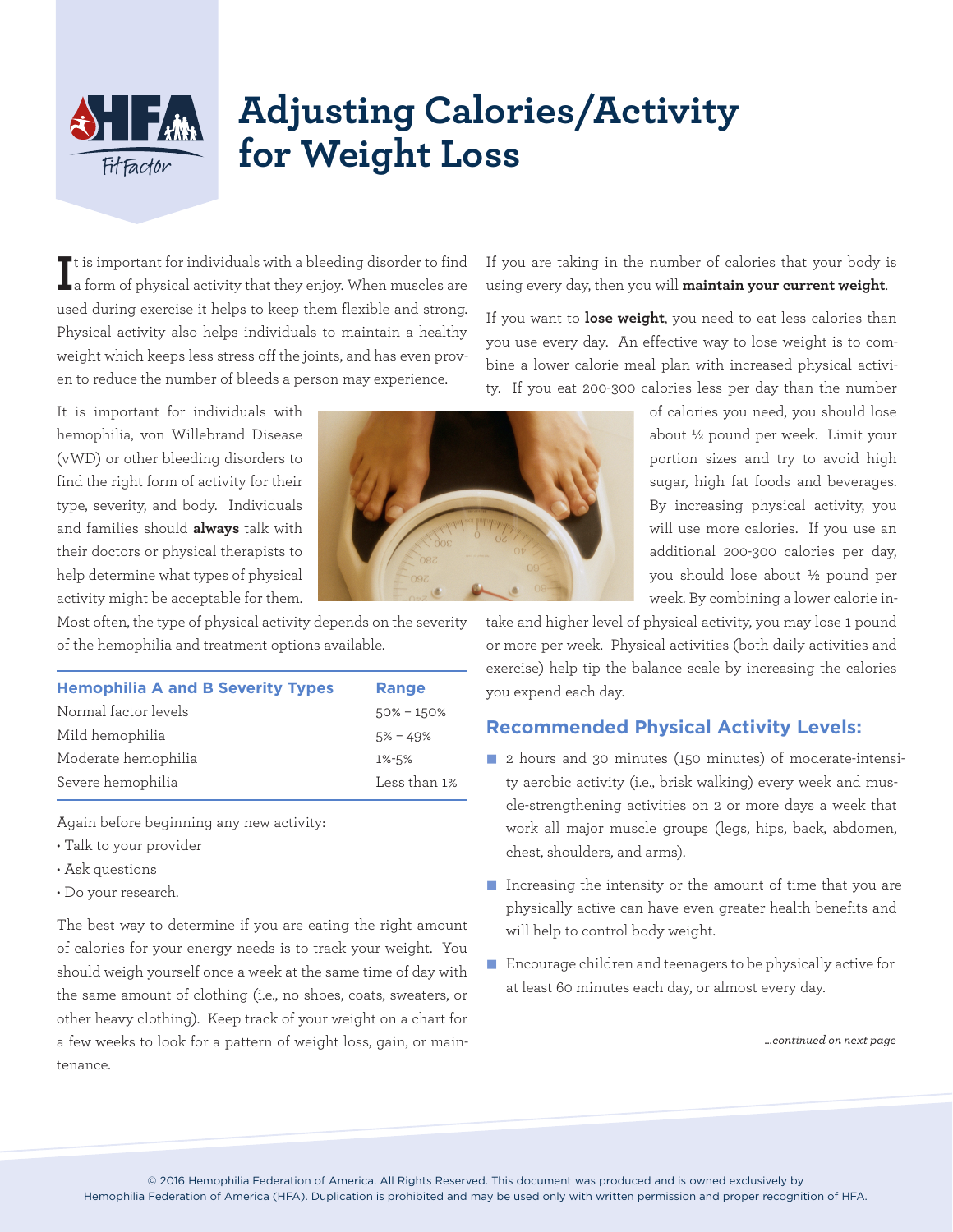# Adjusting Calories/Activity for Weight Loss

It is important for individuals with a bleeding disorder to find a form of physical activity that they enjoy. When muscles are used during exercise it helps to keep them flexible and strong. Physical activity also helps individuals to maintain a healthy weight which keeps less stress off the joints, and has even proven to reduce the number of bleeds a person may experience.

It is important for individuals with hemophilia, von Willebrand Disease (vWD) or other bleeding disorders to find the right form of activity for their type, severity, and body. Individuals and families should **always** talk with their doctors or physical therapists to help determine what types of physical activity might be acceptable for them. Most often, the type of physical activity depends on the severity of the hemophilia and treatment options available.

| Hemophilia A and B Severity Types | Range |
|---|---|
| Normal factor levels | 50% – 150% |
| Mild hemophilia | 5% – 49% |
| Moderate hemophilia | 1%-5% |
| Severe hemophilia | Less than 1% |

Again before beginning any new activity:

- Talk to your provider
- Ask questions
- Do your research.

The best way to determine if you are eating the right amount of calories for your energy needs is to track your weight. You should weigh yourself once a week at the same time of day with the same amount of clothing (i.e., no shoes, coats, sweaters, or other heavy clothing). Keep track of your weight on a chart for a few weeks to look for a pattern of weight loss, gain, or maintenance.

If you are taking in the number of calories that your body is using every day, then you will **maintain your current weight**.

If you want to **lose weight**, you need to eat less calories than you use every day. An effective way to lose weight is to combine a lower calorie meal plan with increased physical activity. If you eat 200-300 calories less per day than the number of calories you need, you should lose about ½ pound per week. Limit your portion sizes and try to avoid high sugar, high fat foods and beverages. By increasing physical activity, you will use more calories. If you use an additional 200-300 calories per day, you should lose about ½ pound per week. By combining a lower calorie intake and higher level of physical activity, you may lose 1 pound or more per week. Physical activities (both daily activities and exercise) help tip the balance scale by increasing the calories you expend each day.

## Recommended Physical Activity Levels:

- 2 hours and 30 minutes (150 minutes) of moderate-intensity aerobic activity (i.e., brisk walking) every week and muscle-strengthening activities on 2 or more days a week that work all major muscle groups (legs, hips, back, abdomen, chest, shoulders, and arms).
- Increasing the intensity or the amount of time that you are physically active can have even greater health benefits and will help to control body weight.
- Encourage children and teenagers to be physically active for at least 60 minutes each day, or almost every day.

*...continued on next page*

© 2016 Hemophilia Federation of America. All Rights Reserved. This document was produced and is owned exclusively by Hemophilia Federation of America (HFA). Duplication is prohibited and may be used only with written permission and proper recognition of HFA.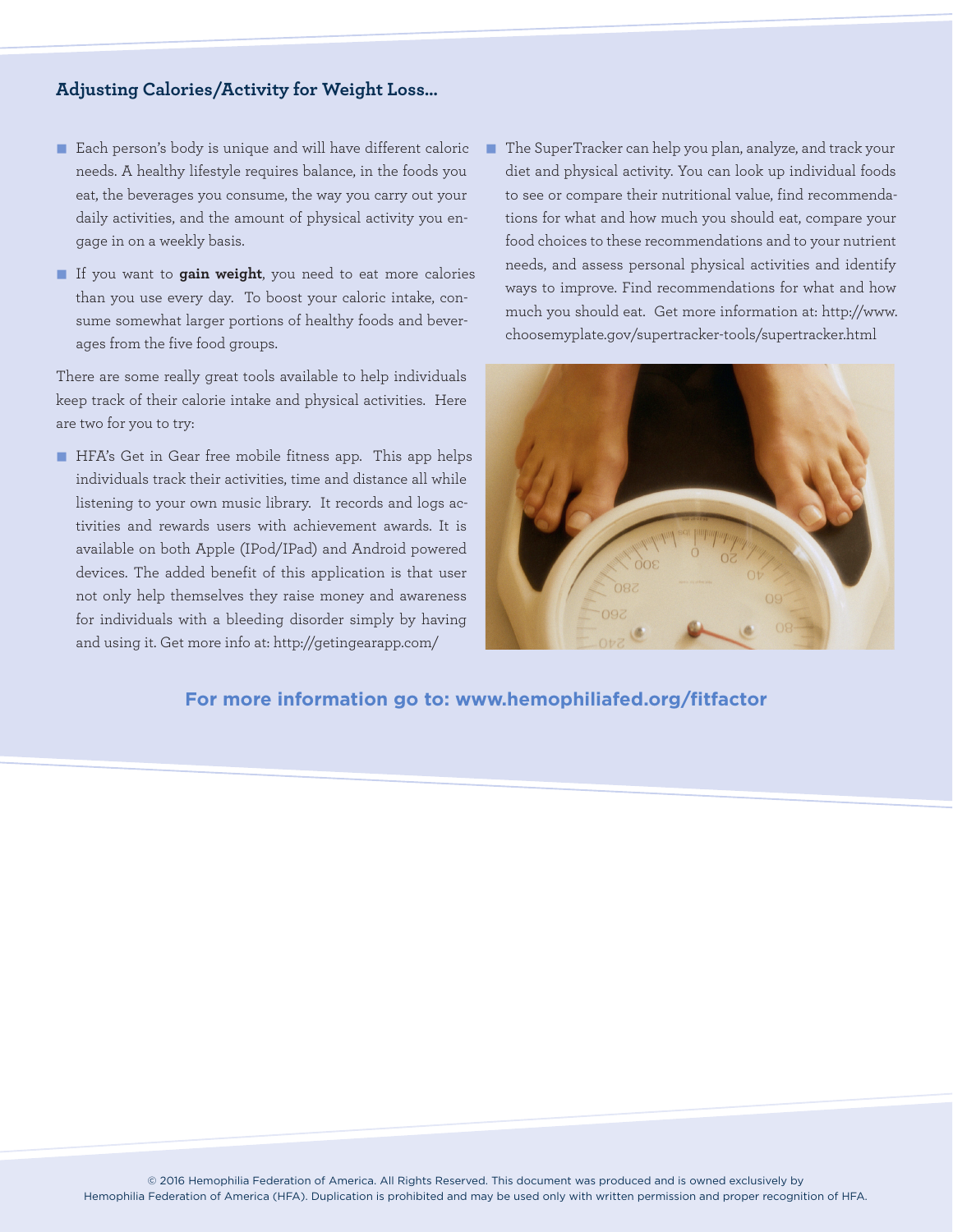### Adjusting Calories/Activity for Weight Loss...

- Each person's body is unique and will have different caloric needs. A healthy lifestyle requires balance, in the foods you eat, the beverages you consume, the way you carry out your daily activities, and the amount of physical activity you engage in on a weekly basis.
- If you want to **gain weight**, you need to eat more calories than you use every day. To boost your caloric intake, consume somewhat larger portions of healthy foods and beverages from the five food groups.

There are some really great tools available to help individuals keep track of their calorie intake and physical activities. Here are two for you to try:

- HFA's Get in Gear free mobile fitness app. This app helps individuals track their activities, time and distance all while listening to your own music library. It records and logs activities and rewards users with achievement awards. It is available on both Apple (IPod/IPad) and Android powered devices. The added benefit of this application is that user not only help themselves they raise money and awareness for individuals with a bleeding disorder simply by having and using it. Get more info at: http://getingearapp.com/
- The SuperTracker can help you plan, analyze, and track your diet and physical activity. You can look up individual foods to see or compare their nutritional value, find recommendations for what and how much you should eat, compare your food choices to these recommendations and to your nutrient needs, and assess personal physical activities and identify ways to improve. Find recommendations for what and how much you should eat. Get more information at: http://www.choosemyplate.gov/supertracker-tools/supertracker.html

**For more information go to: www.hemophiliafed.org/fitfactor**

© 2016 Hemophilia Federation of America. All Rights Reserved. This document was produced and is owned exclusively by Hemophilia Federation of America (HFA). Duplication is prohibited and may be used only with written permission and proper recognition of HFA.